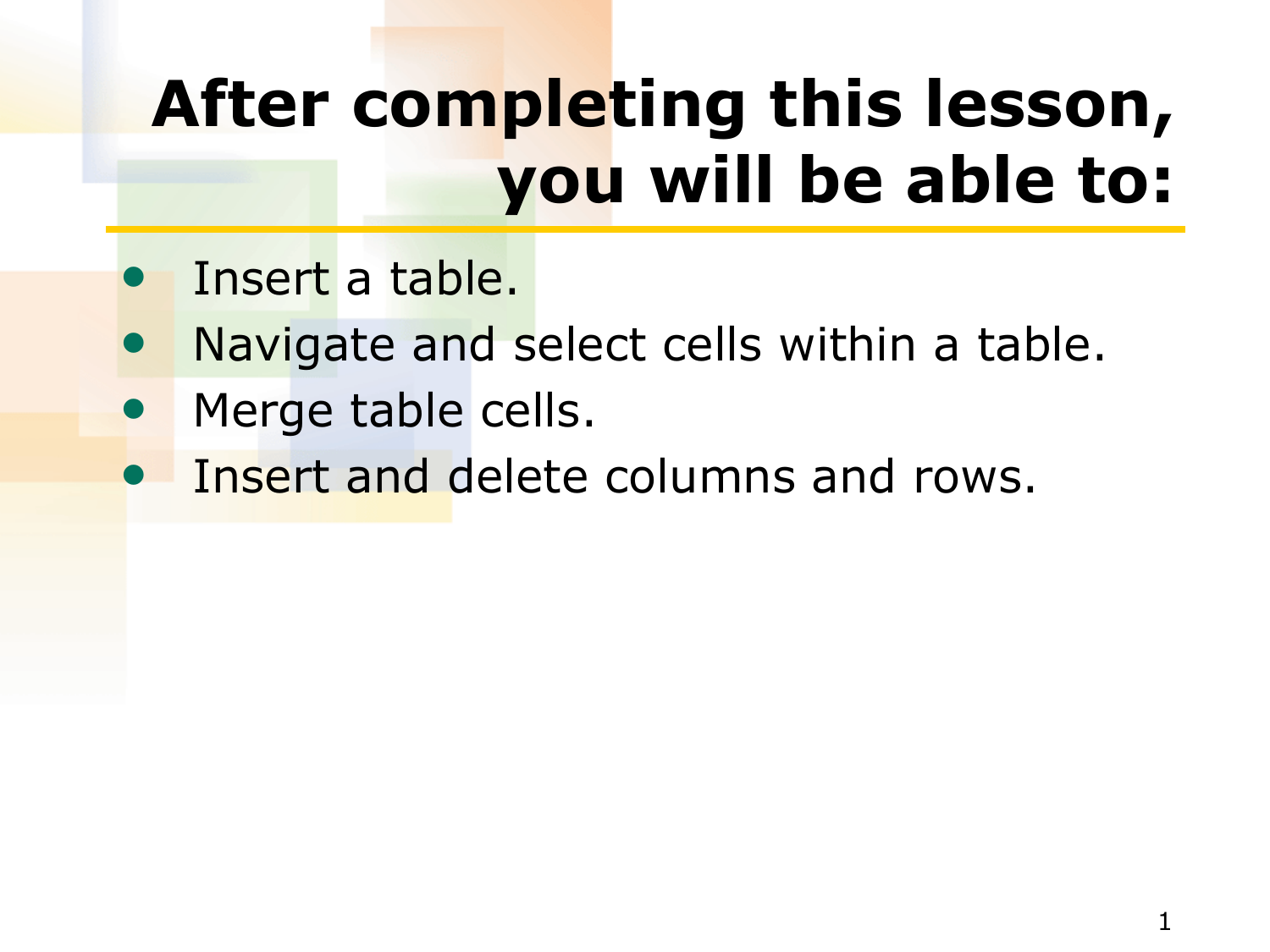# After completing this lesson, you will be able to:

- Insert a table.
- Navigate and select cells within a table.
- Merge table cells.
- Insert and delete columns and rows.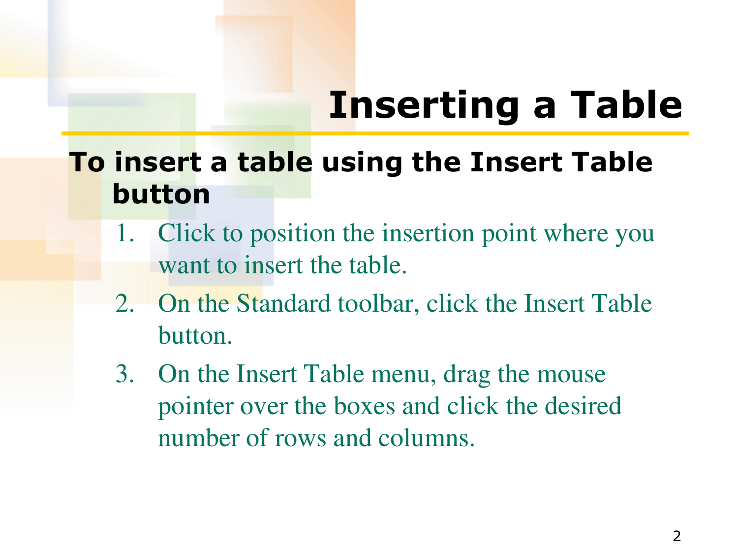# Inserting a Table

**To insert a table using the Insert Table button**

1. Click to position the insertion point where you want to insert the table.
2. On the Standard toolbar, click the Insert Table button.
3. On the Insert Table menu, drag the mouse pointer over the boxes and click the desired number of rows and columns.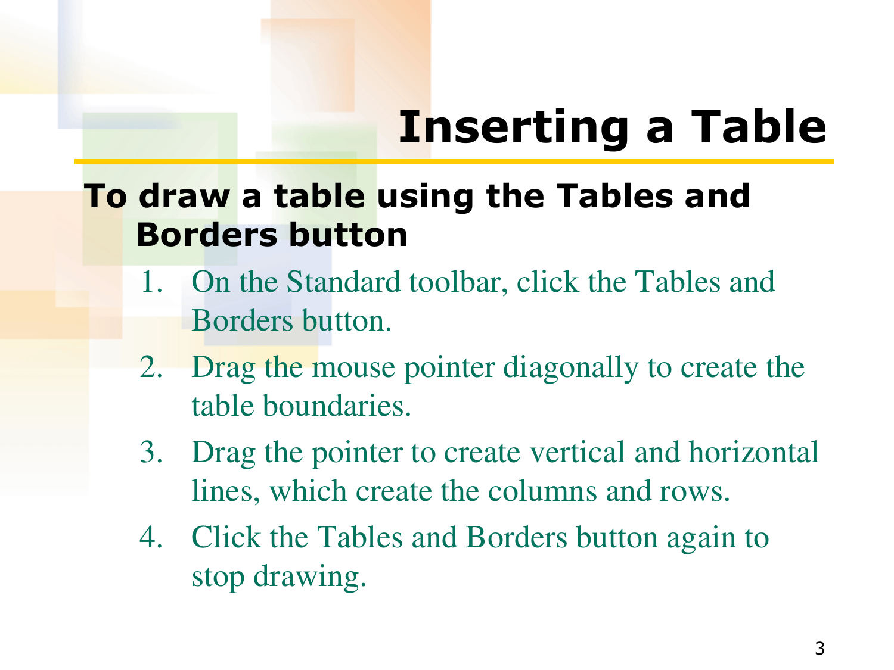# Inserting a Table

**To draw a table using the Tables and Borders button**

1. On the Standard toolbar, click the Tables and Borders button.
2. Drag the mouse pointer diagonally to create the table boundaries.
3. Drag the pointer to create vertical and horizontal lines, which create the columns and rows.
4. Click the Tables and Borders button again to stop drawing.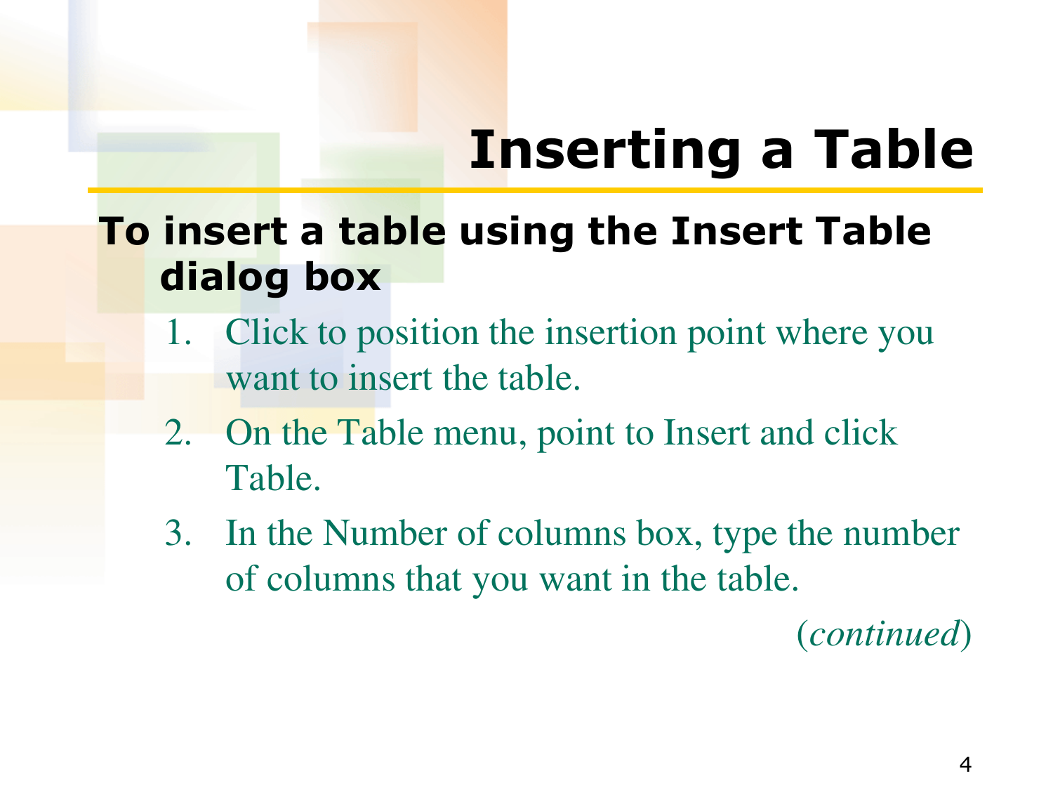# Inserting a Table

**To insert a table using the Insert Table dialog box**

1. Click to position the insertion point where you want to insert the table.
2. On the Table menu, point to Insert and click Table.
3. In the Number of columns box, type the number of columns that you want in the table.

(*continued*)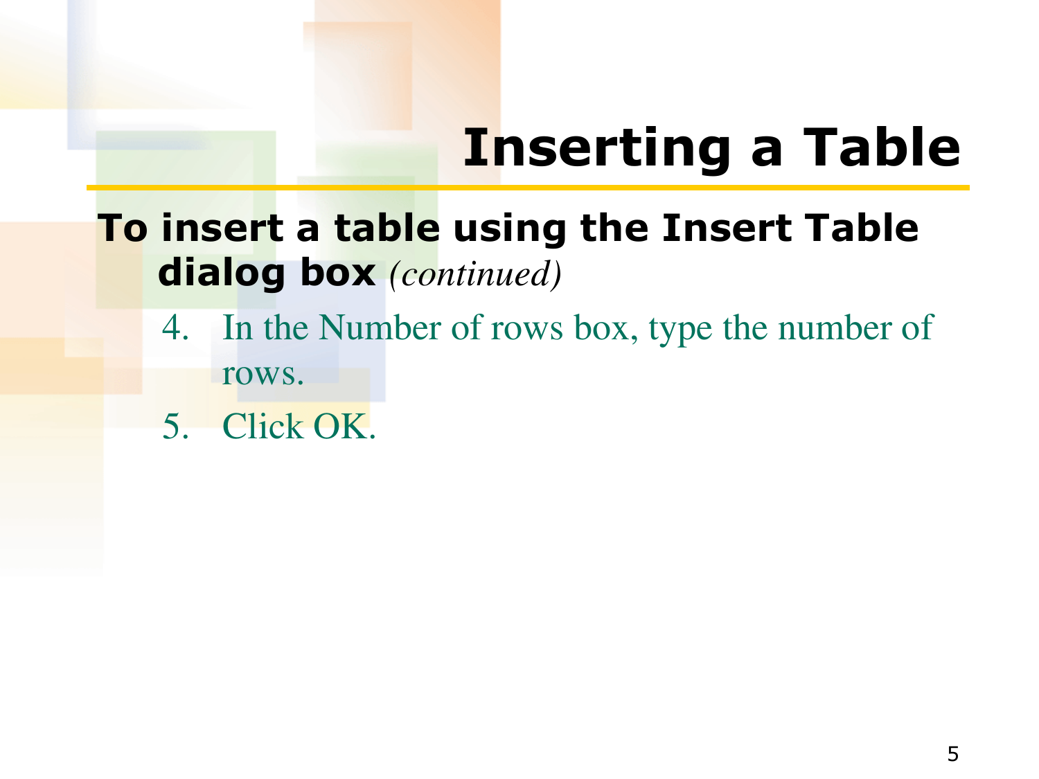# Inserting a Table

**To insert a table using the Insert Table dialog box** *(continued)*

4. In the Number of rows box, type the number of rows.
5. Click OK.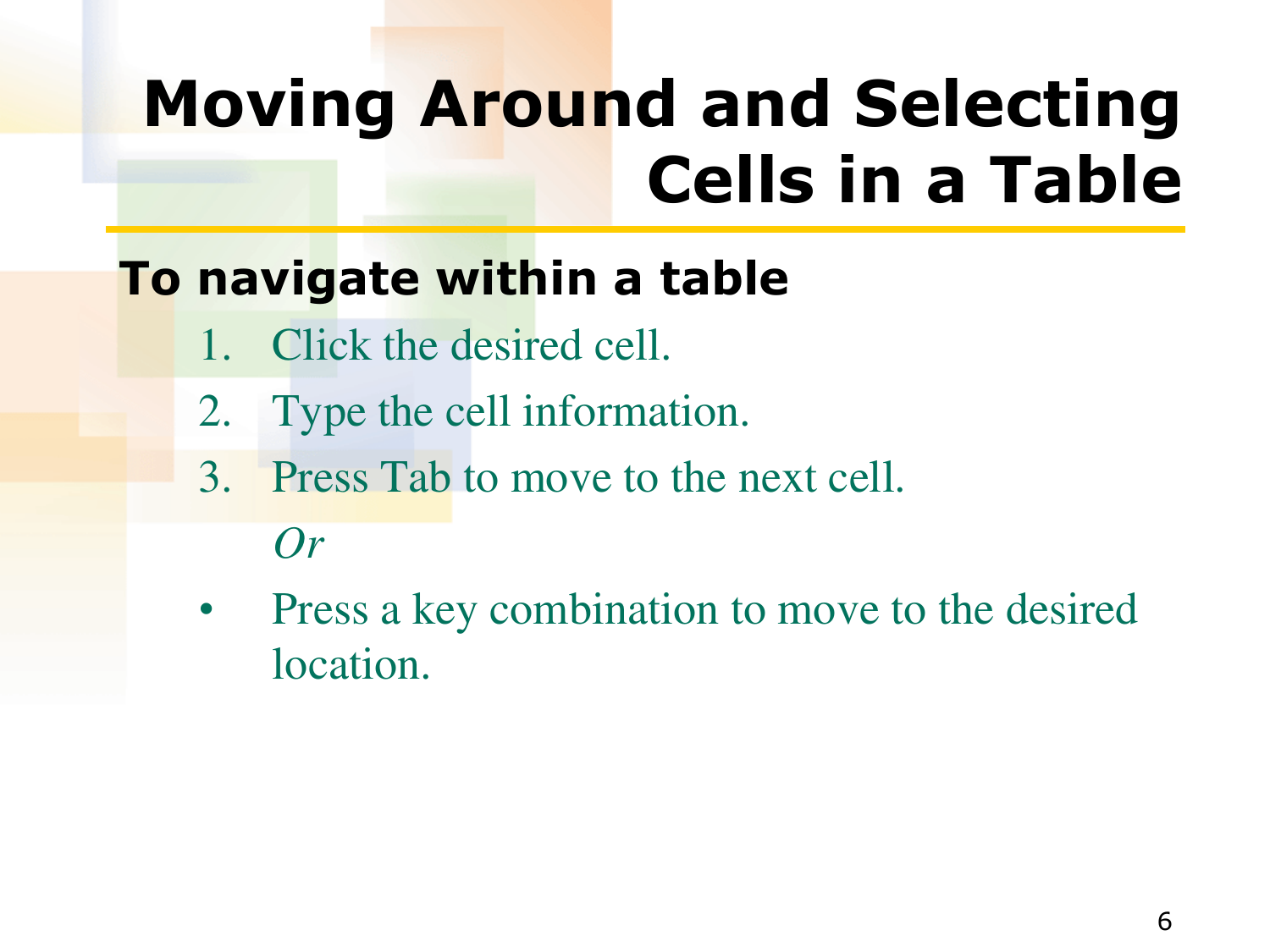# Moving Around and Selecting Cells in a Table

**To navigate within a table**

1. Click the desired cell.
2. Type the cell information.
3. Press Tab to move to the next cell.

   *Or*

- Press a key combination to move to the desired location.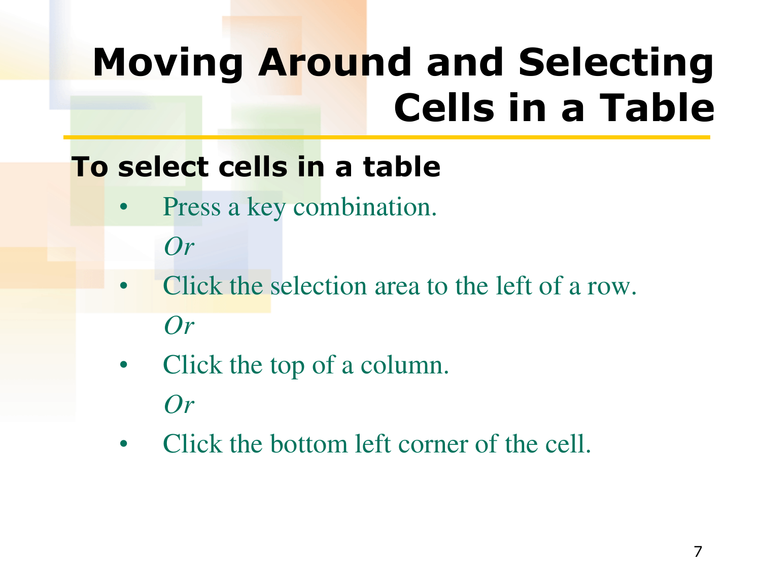# Moving Around and Selecting Cells in a Table

## To select cells in a table

- Press a key combination.

  *Or*

- Click the selection area to the left of a row.

  *Or*

- Click the top of a column.

  *Or*

- Click the bottom left corner of the cell.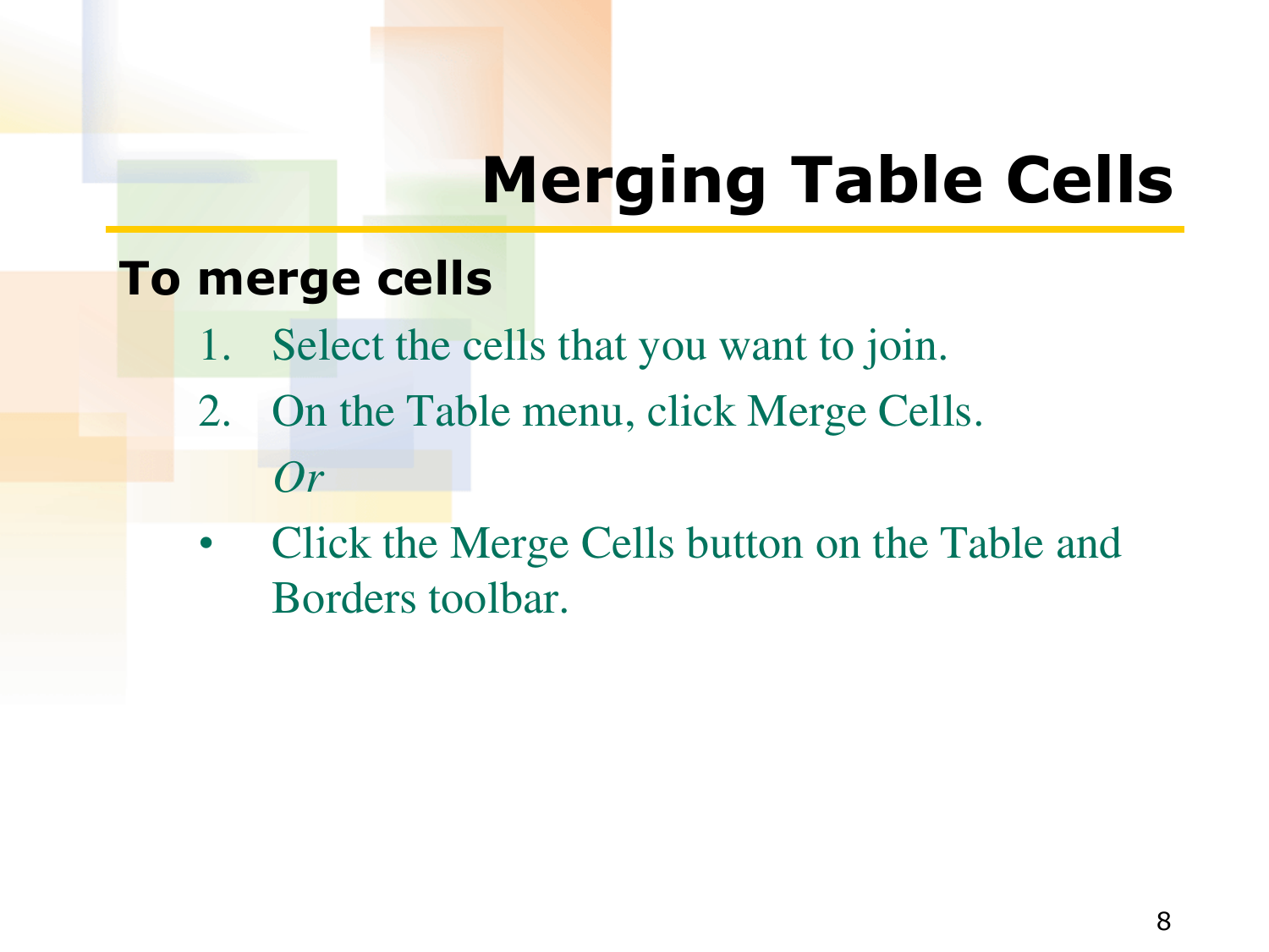# Merging Table Cells

**To merge cells**

1. Select the cells that you want to join.
2. On the Table menu, click Merge Cells.

   *Or*

- Click the Merge Cells button on the Table and Borders toolbar.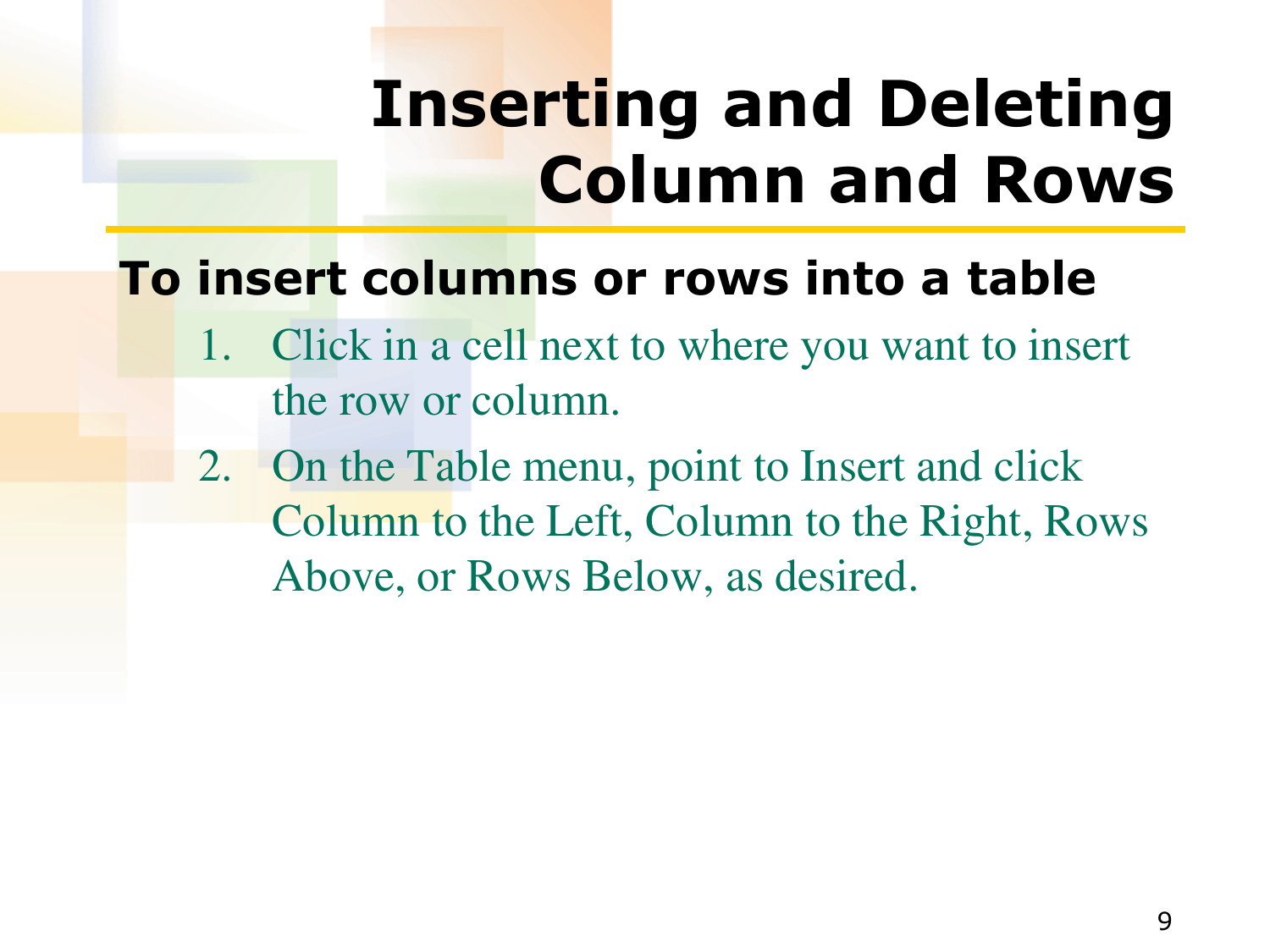# Inserting and Deleting Column and Rows

## To insert columns or rows into a table

1. Click in a cell next to where you want to insert the row or column.
2. On the Table menu, point to Insert and click Column to the Left, Column to the Right, Rows Above, or Rows Below, as desired.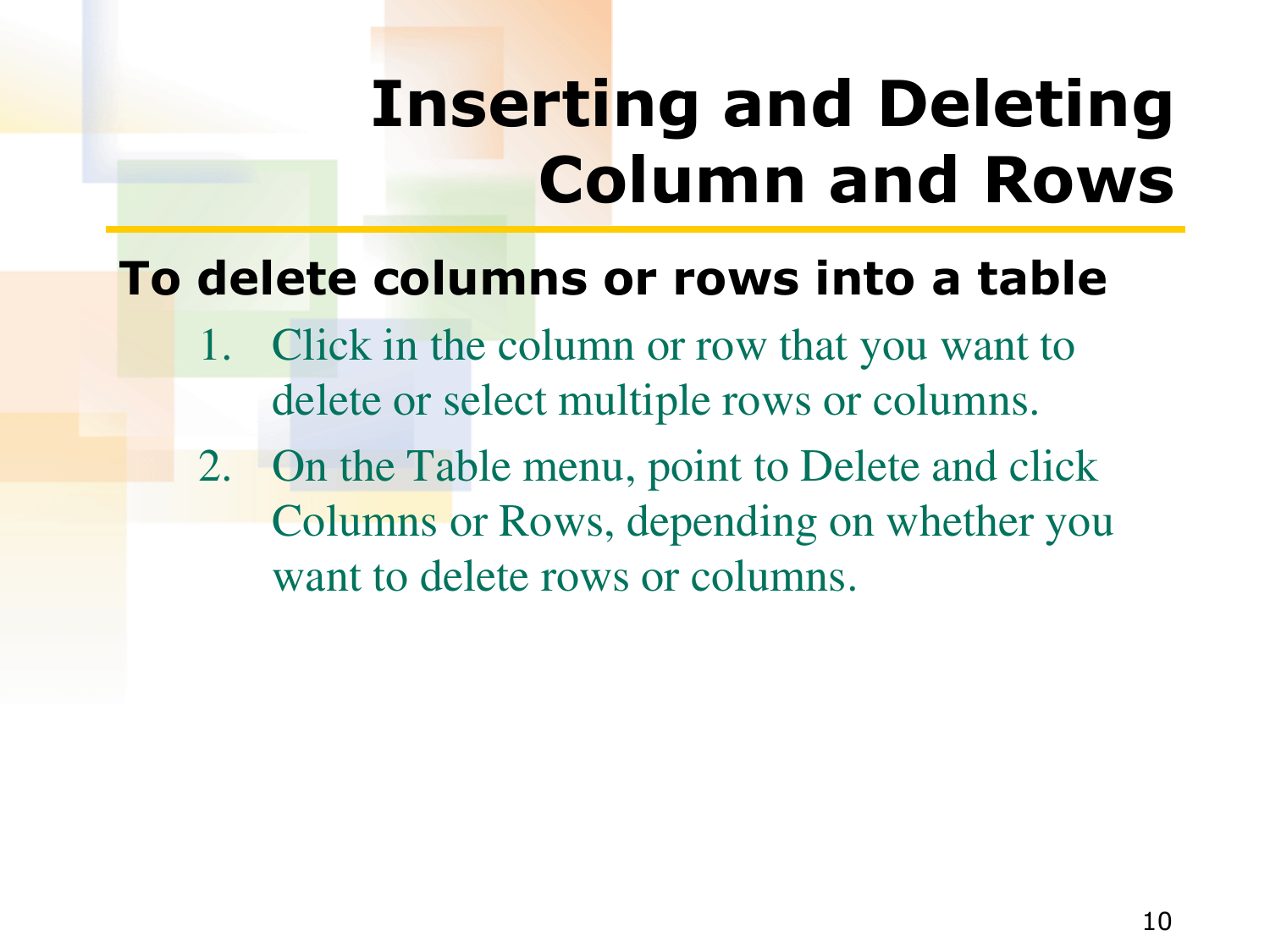# Inserting and Deleting Column and Rows

## To delete columns or rows into a table

1. Click in the column or row that you want to delete or select multiple rows or columns.
2. On the Table menu, point to Delete and click Columns or Rows, depending on whether you want to delete rows or columns.